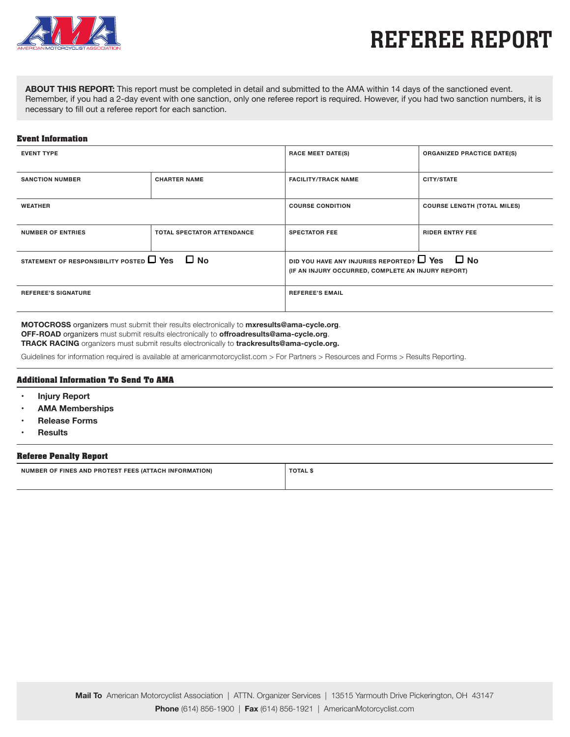# REFEREE REPORT

**ABOUT THIS REPORT:** This report must be completed in detail and submitted to the AMA within 14 days of the sanctioned event. Remember, if you had a 2-day event with one sanction, only one referee report is required. However, if you had two sanction numbers, it is necessary to fill out a referee report for each sanction.

## Event Information

| | | | |
|---|---|---|---|
| EVENT TYPE | | RACE MEET DATE(S) | ORGANIZED PRACTICE DATE(S) |
| SANCTION NUMBER | CHARTER NAME | FACILITY/TRACK NAME | CITY/STATE |
| WEATHER | | COURSE CONDITION | COURSE LENGTH (TOTAL MILES) |
| NUMBER OF ENTRIES | TOTAL SPECTATOR ATTENDANCE | SPECTATOR FEE | RIDER ENTRY FEE |
| STATEMENT OF RESPONSIBILITY POSTED ☐ Yes ☐ No | | DID YOU HAVE ANY INJURIES REPORTED? ☐ Yes ☐ No (IF AN INJURY OCCURRED, COMPLETE AN INJURY REPORT) | |
| REFEREE'S SIGNATURE | | REFEREE'S EMAIL | |

**MOTOCROSS** organizers must submit their results electronically to **mxresults@ama-cycle.org**.
**OFF-ROAD** organizers must submit results electronically to **offroadresults@ama-cycle.org**.
**TRACK RACING** organizers must submit results electronically to **trackresults@ama-cycle.org.**

Guidelines for information required is available at americanmotorcyclist.com > For Partners > Resources and Forms > Results Reporting.

## Additional Information To Send To AMA

- **Injury Report**
- **AMA Memberships**
- **Release Forms**
- **Results**

## Referee Penalty Report

| | |
|---|---|
| NUMBER OF FINES AND PROTEST FEES (ATTACH INFORMATION) | TOTAL $ |

**Mail To** American Motorcyclist Association | ATTN. Organizer Services | 13515 Yarmouth Drive Pickerington, OH 43147
**Phone** (614) 856-1900 | **Fax** (614) 856-1921 | AmericanMotorcyclist.com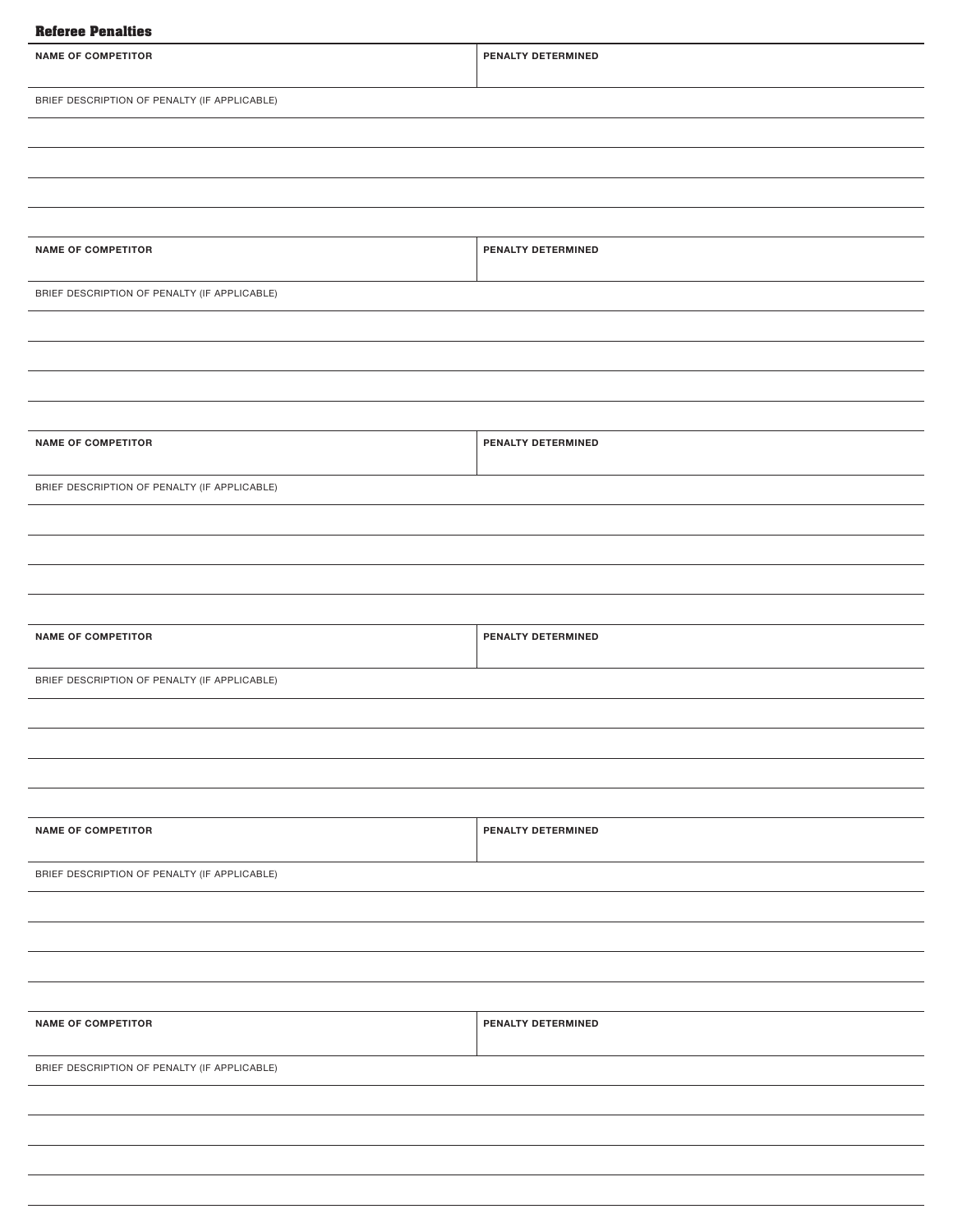## Referee Penalties

| NAME OF COMPETITOR | PENALTY DETERMINED |
|---|---|
| | |

BRIEF DESCRIPTION OF PENALTY (IF APPLICABLE)

| NAME OF COMPETITOR | PENALTY DETERMINED |
|---|---|
| | |

BRIEF DESCRIPTION OF PENALTY (IF APPLICABLE)

| NAME OF COMPETITOR | PENALTY DETERMINED |
|---|---|
| | |

BRIEF DESCRIPTION OF PENALTY (IF APPLICABLE)

| NAME OF COMPETITOR | PENALTY DETERMINED |
|---|---|
| | |

BRIEF DESCRIPTION OF PENALTY (IF APPLICABLE)

| NAME OF COMPETITOR | PENALTY DETERMINED |
|---|---|
| | |

BRIEF DESCRIPTION OF PENALTY (IF APPLICABLE)

| NAME OF COMPETITOR | PENALTY DETERMINED |
|---|---|
| | |

BRIEF DESCRIPTION OF PENALTY (IF APPLICABLE)